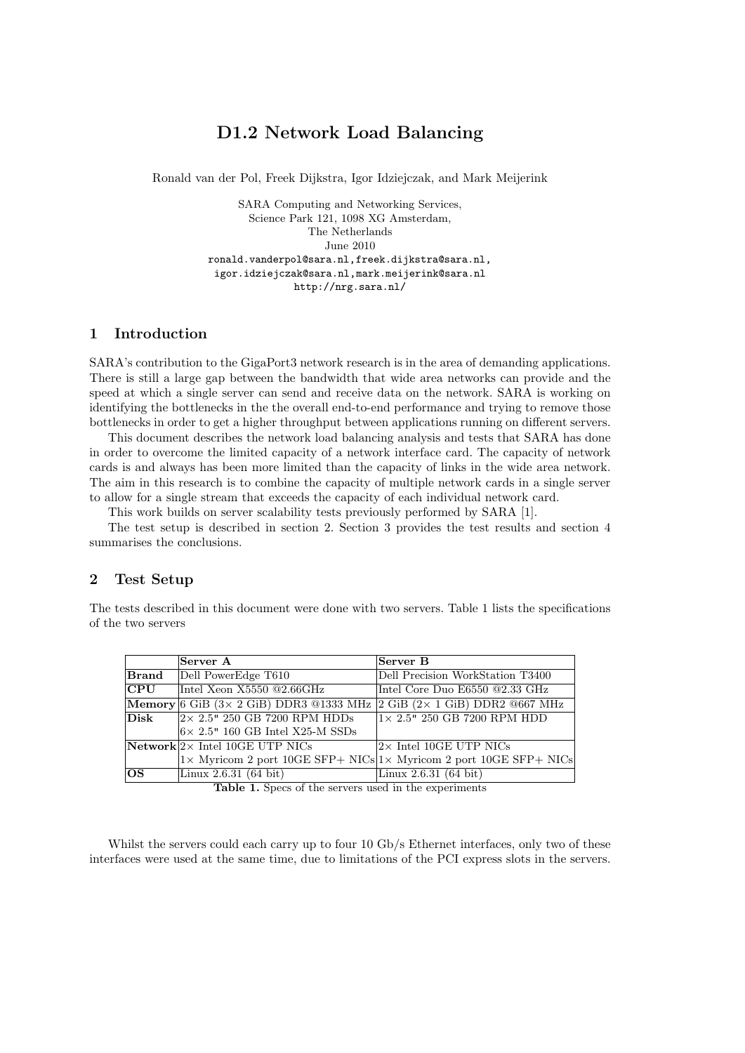# D1.2 Network Load Balancing

Ronald van der Pol, Freek Dijkstra, Igor Idziejczak, and Mark Meijerink

SARA Computing and Networking Services,
Science Park 121, 1098 XG Amsterdam,
The Netherlands
June 2010
ronald.vanderpol@sara.nl, freek.dijkstra@sara.nl,
igor.idziejczak@sara.nl, mark.meijerink@sara.nl
http://nrg.sara.nl/

## 1 Introduction

SARA's contribution to the GigaPort3 network research is in the area of demanding applications. There is still a large gap between the bandwidth that wide area networks can provide and the speed at which a single server can send and receive data on the network. SARA is working on identifying the bottlenecks in the the overall end-to-end performance and trying to remove those bottlenecks in order to get a higher throughput between applications running on different servers.

This document describes the network load balancing analysis and tests that SARA has done in order to overcome the limited capacity of a network interface card. The capacity of network cards is and always has been more limited than the capacity of links in the wide area network. The aim in this research is to combine the capacity of multiple network cards in a single server to allow for a single stream that exceeds the capacity of each individual network card.

This work builds on server scalability tests previously performed by SARA [1].

The test setup is described in section 2. Section 3 provides the test results and section 4 summarises the conclusions.

## 2 Test Setup

The tests described in this document were done with two servers. Table 1 lists the specifications of the two servers

| | Server A | Server B |
|---|---|---|
| **Brand** | Dell PowerEdge T610 | Dell Precision WorkStation T3400 |
| **CPU** | Intel Xeon X5550 @2.66GHz | Intel Core Duo E6550 @2.33 GHz |
| **Memory** | 6 GiB (3× 2 GiB) DDR3 @1333 MHz | 2 GiB (2× 1 GiB) DDR2 @667 MHz |
| **Disk** | 2× 2.5" 250 GB 7200 RPM HDDs<br>6× 2.5" 160 GB Intel X25-M SSDs | 1× 2.5" 250 GB 7200 RPM HDD |
| **Network** | 2× Intel 10GE UTP NICs<br>1× Myricom 2 port 10GE SFP+ NICs | 2× Intel 10GE UTP NICs<br>1× Myricom 2 port 10GE SFP+ NICs |
| **OS** | Linux 2.6.31 (64 bit) | Linux 2.6.31 (64 bit) |

**Table 1.** Specs of the servers used in the experiments

Whilst the servers could each carry up to four 10 Gb/s Ethernet interfaces, only two of these interfaces were used at the same time, due to limitations of the PCI express slots in the servers.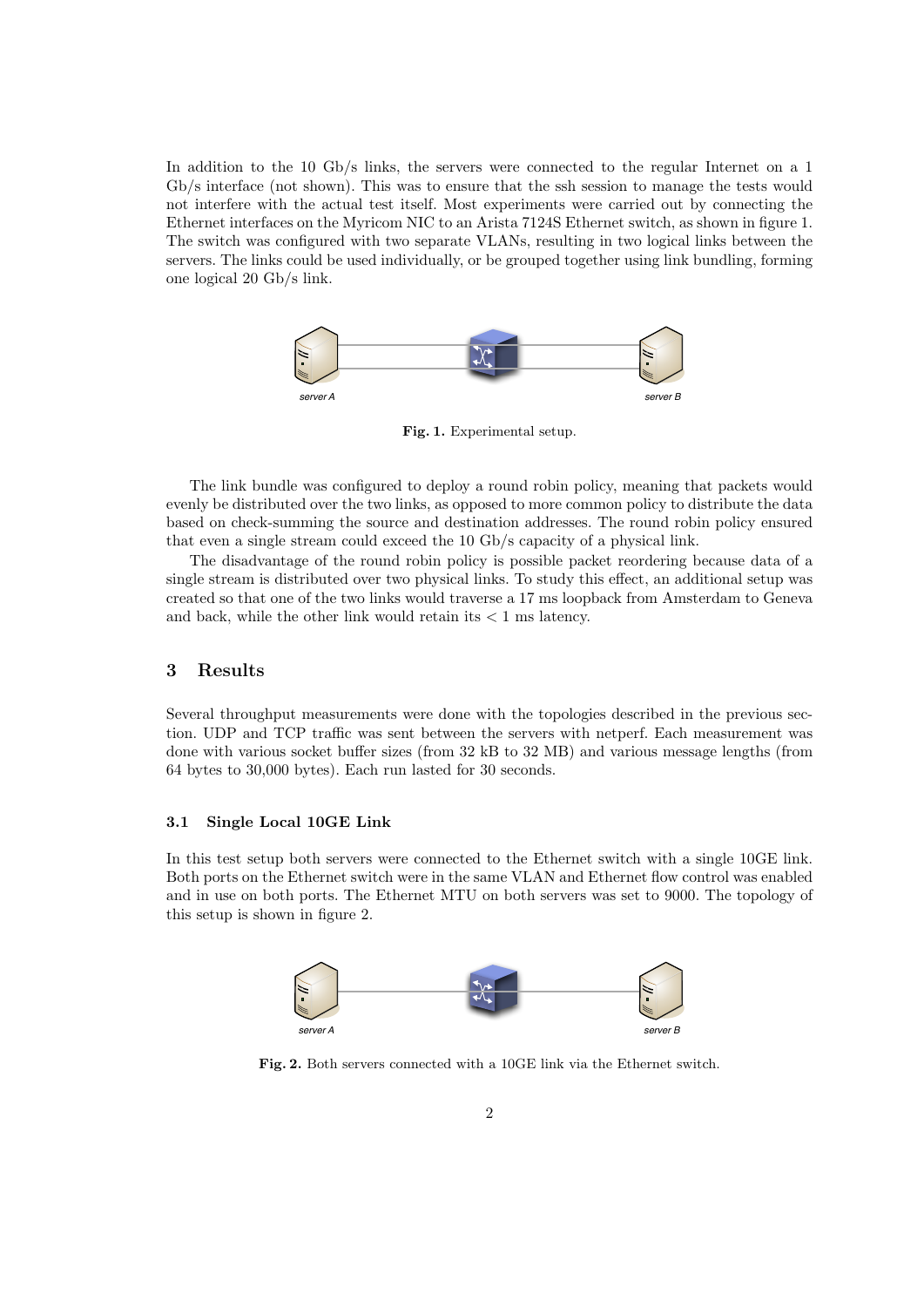In addition to the 10 Gb/s links, the servers were connected to the regular Internet on a 1 Gb/s interface (not shown). This was to ensure that the ssh session to manage the tests would not interfere with the actual test itself. Most experiments were carried out by connecting the Ethernet interfaces on the Myricom NIC to an Arista 7124S Ethernet switch, as shown in figure 1. The switch was configured with two separate VLANs, resulting in two logical links between the servers. The links could be used individually, or be grouped together using link bundling, forming one logical 20 Gb/s link.

server A — server B

**Fig. 1.** Experimental setup.

The link bundle was configured to deploy a round robin policy, meaning that packets would evenly be distributed over the two links, as opposed to more common policy to distribute the data based on check-summing the source and destination addresses. The round robin policy ensured that even a single stream could exceed the 10 Gb/s capacity of a physical link.

The disadvantage of the round robin policy is possible packet reordering because data of a single stream is distributed over two physical links. To study this effect, an additional setup was created so that one of the two links would traverse a 17 ms loopback from Amsterdam to Geneva and back, while the other link would retain its $< 1$ ms latency.

## 3 Results

Several throughput measurements were done with the topologies described in the previous section. UDP and TCP traffic was sent between the servers with netperf. Each measurement was done with various socket buffer sizes (from 32 kB to 32 MB) and various message lengths (from 64 bytes to 30,000 bytes). Each run lasted for 30 seconds.

### 3.1 Single Local 10GE Link

In this test setup both servers were connected to the Ethernet switch with a single 10GE link. Both ports on the Ethernet switch were in the same VLAN and Ethernet flow control was enabled and in use on both ports. The Ethernet MTU on both servers was set to 9000. The topology of this setup is shown in figure 2.

server A — server B

**Fig. 2.** Both servers connected with a 10GE link via the Ethernet switch.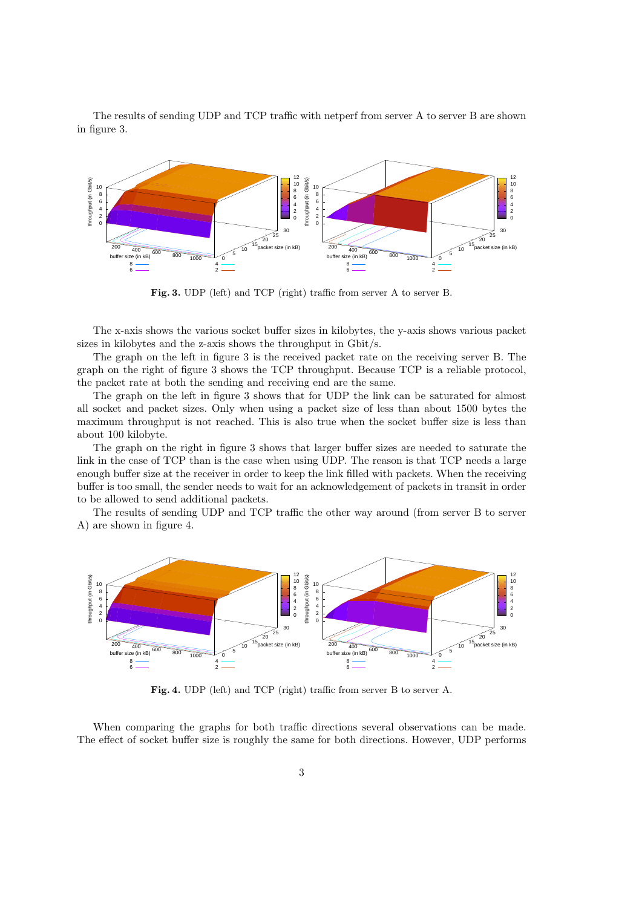The results of sending UDP and TCP traffic with netperf from server A to server B are shown in figure 3.

**Fig. 3.** UDP (left) and TCP (right) traffic from server A to server B.

The x-axis shows the various socket buffer sizes in kilobytes, the y-axis shows various packet sizes in kilobytes and the z-axis shows the throughput in Gbit/s.

The graph on the left in figure 3 is the received packet rate on the receiving server B. The graph on the right of figure 3 shows the TCP throughput. Because TCP is a reliable protocol, the packet rate at both the sending and receiving end are the same.

The graph on the left in figure 3 shows that for UDP the link can be saturated for almost all socket and packet sizes. Only when using a packet size of less than about 1500 bytes the maximum throughput is not reached. This is also true when the socket buffer size is less than about 100 kilobyte.

The graph on the right in figure 3 shows that larger buffer sizes are needed to saturate the link in the case of TCP than is the case when using UDP. The reason is that TCP needs a large enough buffer size at the receiver in order to keep the link filled with packets. When the receiving buffer is too small, the sender needs to wait for an acknowledgement of packets in transit in order to be allowed to send additional packets.

The results of sending UDP and TCP traffic the other way around (from server B to server A) are shown in figure 4.

**Fig. 4.** UDP (left) and TCP (right) traffic from server B to server A.

When comparing the graphs for both traffic directions several observations can be made. The effect of socket buffer size is roughly the same for both directions. However, UDP performs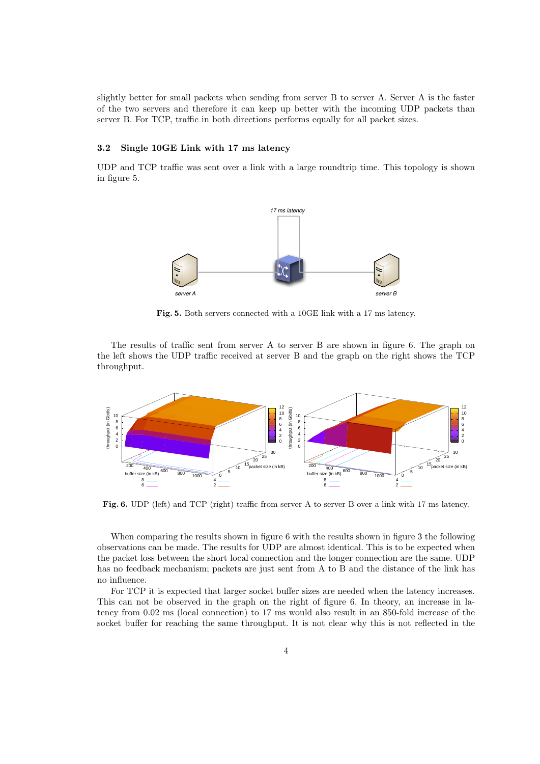slightly better for small packets when sending from server B to server A. Server A is the faster of the two servers and therefore it can keep up better with the incoming UDP packets than server B. For TCP, traffic in both directions performs equally for all packet sizes.

### 3.2 Single 10GE Link with 17 ms latency

UDP and TCP traffic was sent over a link with a large roundtrip time. This topology is shown in figure 5.

**Fig. 5.** Both servers connected with a 10GE link with a 17 ms latency.

The results of traffic sent from server A to server B are shown in figure 6. The graph on the left shows the UDP traffic received at server B and the graph on the right shows the TCP throughput.

**Fig. 6.** UDP (left) and TCP (right) traffic from server A to server B over a link with 17 ms latency.

When comparing the results shown in figure 6 with the results shown in figure 3 the following observations can be made. The results for UDP are almost identical. This is to be expected when the packet loss between the short local connection and the longer connection are the same. UDP has no feedback mechanism; packets are just sent from A to B and the distance of the link has no influence.

For TCP it is expected that larger socket buffer sizes are needed when the latency increases. This can not be observed in the graph on the right of figure 6. In theory, an increase in latency from 0.02 ms (local connection) to 17 ms would also result in an 850-fold increase of the socket buffer for reaching the same throughput. It is not clear why this is not reflected in the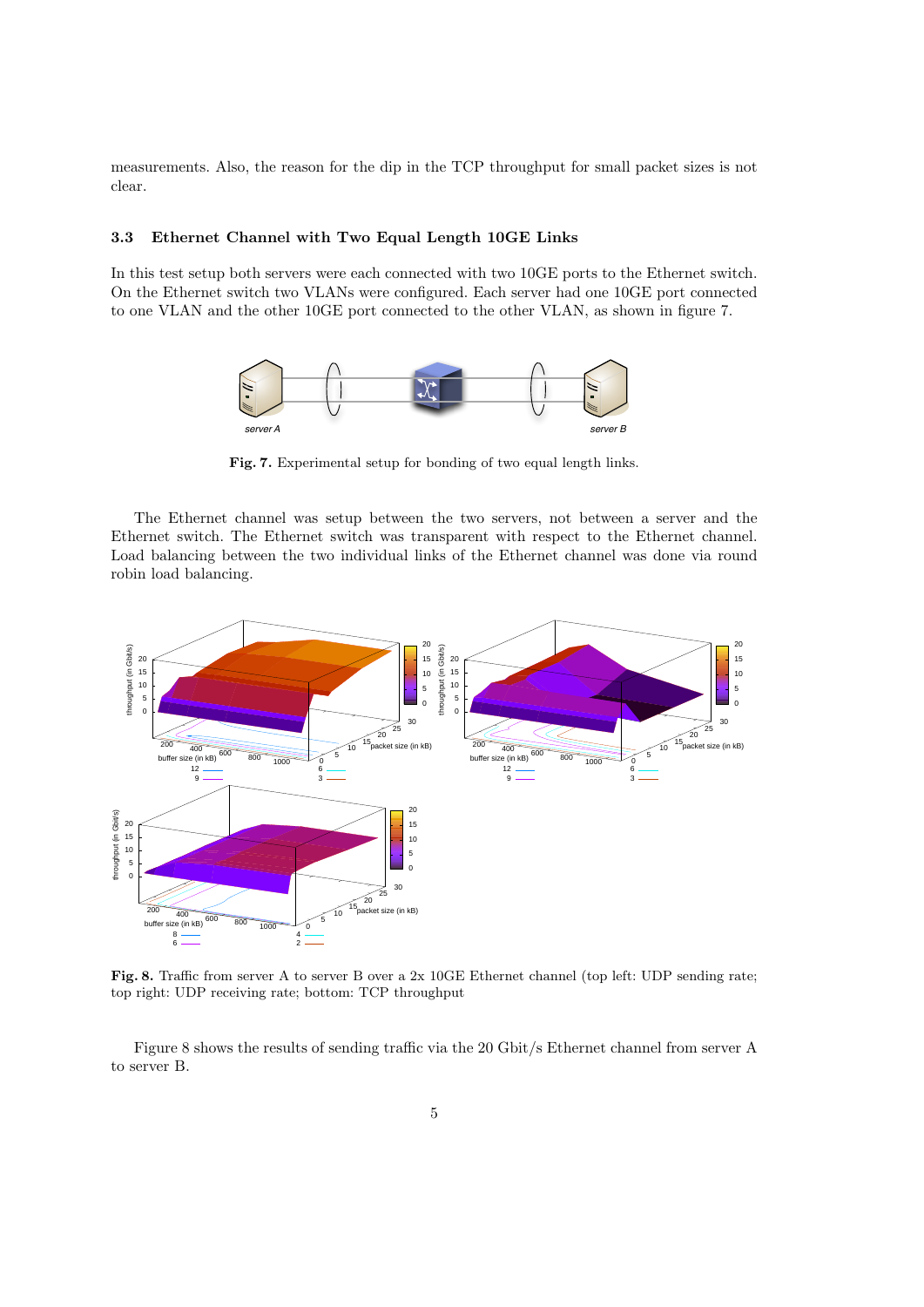measurements. Also, the reason for the dip in the TCP throughput for small packet sizes is not clear.

### 3.3 Ethernet Channel with Two Equal Length 10GE Links

In this test setup both servers were each connected with two 10GE ports to the Ethernet switch. On the Ethernet switch two VLANs were configured. Each server had one 10GE port connected to one VLAN and the other 10GE port connected to the other VLAN, as shown in figure 7.

**Fig. 7.** Experimental setup for bonding of two equal length links.

The Ethernet channel was setup between the two servers, not between a server and the Ethernet switch. The Ethernet switch was transparent with respect to the Ethernet channel. Load balancing between the two individual links of the Ethernet channel was done via round robin load balancing.

**Fig. 8.** Traffic from server A to server B over a 2x 10GE Ethernet channel (top left: UDP sending rate; top right: UDP receiving rate; bottom: TCP throughput

Figure 8 shows the results of sending traffic via the 20 Gbit/s Ethernet channel from server A to server B.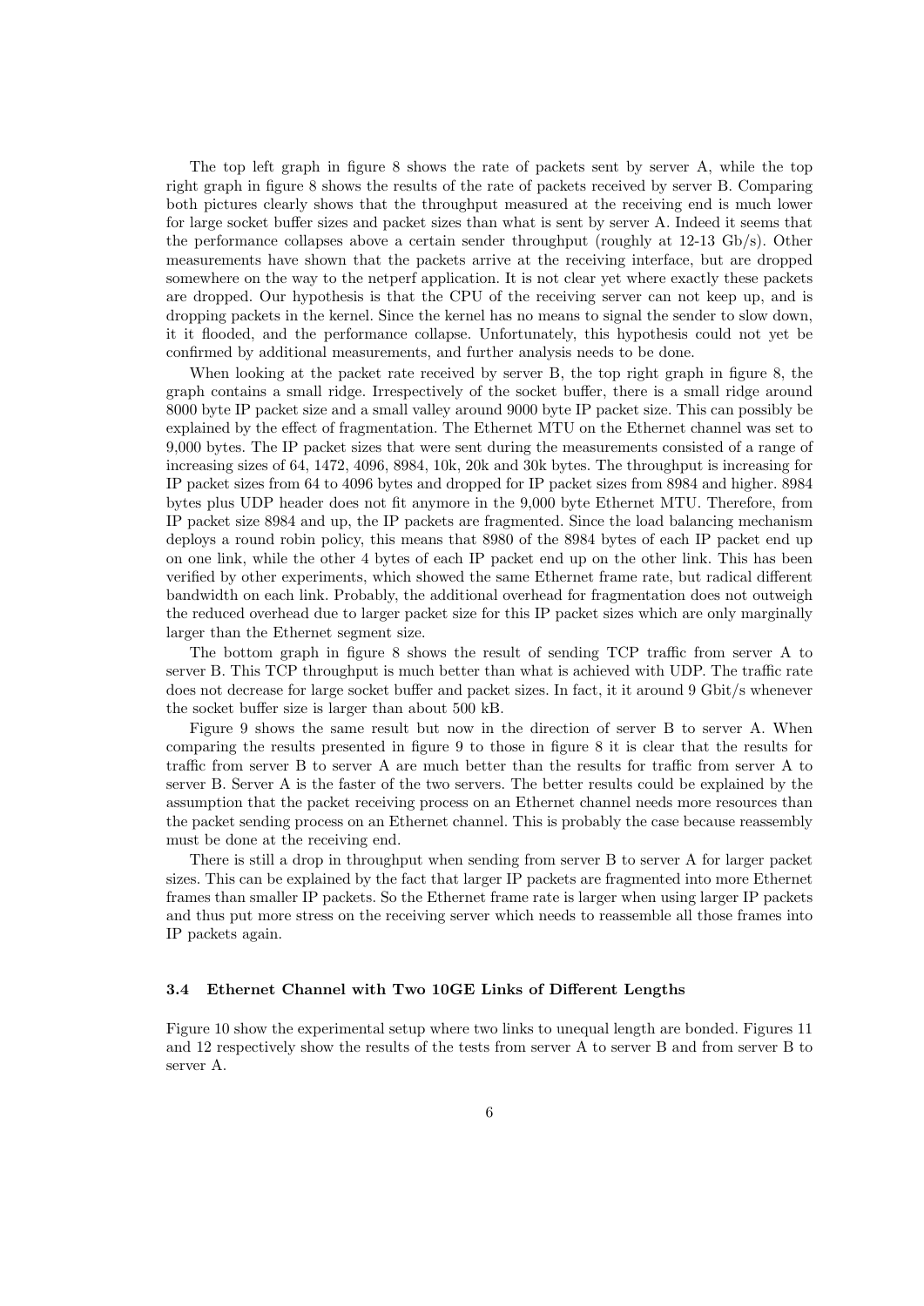The top left graph in figure 8 shows the rate of packets sent by server A, while the top right graph in figure 8 shows the results of the rate of packets received by server B. Comparing both pictures clearly shows that the throughput measured at the receiving end is much lower for large socket buffer sizes and packet sizes than what is sent by server A. Indeed it seems that the performance collapses above a certain sender throughput (roughly at 12-13 Gb/s). Other measurements have shown that the packets arrive at the receiving interface, but are dropped somewhere on the way to the netperf application. It is not clear yet where exactly these packets are dropped. Our hypothesis is that the CPU of the receiving server can not keep up, and is dropping packets in the kernel. Since the kernel has no means to signal the sender to slow down, it it flooded, and the performance collapse. Unfortunately, this hypothesis could not yet be confirmed by additional measurements, and further analysis needs to be done.

When looking at the packet rate received by server B, the top right graph in figure 8, the graph contains a small ridge. Irrespectively of the socket buffer, there is a small ridge around 8000 byte IP packet size and a small valley around 9000 byte IP packet size. This can possibly be explained by the effect of fragmentation. The Ethernet MTU on the Ethernet channel was set to 9,000 bytes. The IP packet sizes that were sent during the measurements consisted of a range of increasing sizes of 64, 1472, 4096, 8984, 10k, 20k and 30k bytes. The throughput is increasing for IP packet sizes from 64 to 4096 bytes and dropped for IP packet sizes from 8984 and higher. 8984 bytes plus UDP header does not fit anymore in the 9,000 byte Ethernet MTU. Therefore, from IP packet size 8984 and up, the IP packets are fragmented. Since the load balancing mechanism deploys a round robin policy, this means that 8980 of the 8984 bytes of each IP packet end up on one link, while the other 4 bytes of each IP packet end up on the other link. This has been verified by other experiments, which showed the same Ethernet frame rate, but radical different bandwidth on each link. Probably, the additional overhead for fragmentation does not outweigh the reduced overhead due to larger packet size for this IP packet sizes which are only marginally larger than the Ethernet segment size.

The bottom graph in figure 8 shows the result of sending TCP traffic from server A to server B. This TCP throughput is much better than what is achieved with UDP. The traffic rate does not decrease for large socket buffer and packet sizes. In fact, it it around 9 Gbit/s whenever the socket buffer size is larger than about 500 kB.

Figure 9 shows the same result but now in the direction of server B to server A. When comparing the results presented in figure 9 to those in figure 8 it is clear that the results for traffic from server B to server A are much better than the results for traffic from server A to server B. Server A is the faster of the two servers. The better results could be explained by the assumption that the packet receiving process on an Ethernet channel needs more resources than the packet sending process on an Ethernet channel. This is probably the case because reassembly must be done at the receiving end.

There is still a drop in throughput when sending from server B to server A for larger packet sizes. This can be explained by the fact that larger IP packets are fragmented into more Ethernet frames than smaller IP packets. So the Ethernet frame rate is larger when using larger IP packets and thus put more stress on the receiving server which needs to reassemble all those frames into IP packets again.

### 3.4 Ethernet Channel with Two 10GE Links of Different Lengths

Figure 10 show the experimental setup where two links to unequal length are bonded. Figures 11 and 12 respectively show the results of the tests from server A to server B and from server B to server A.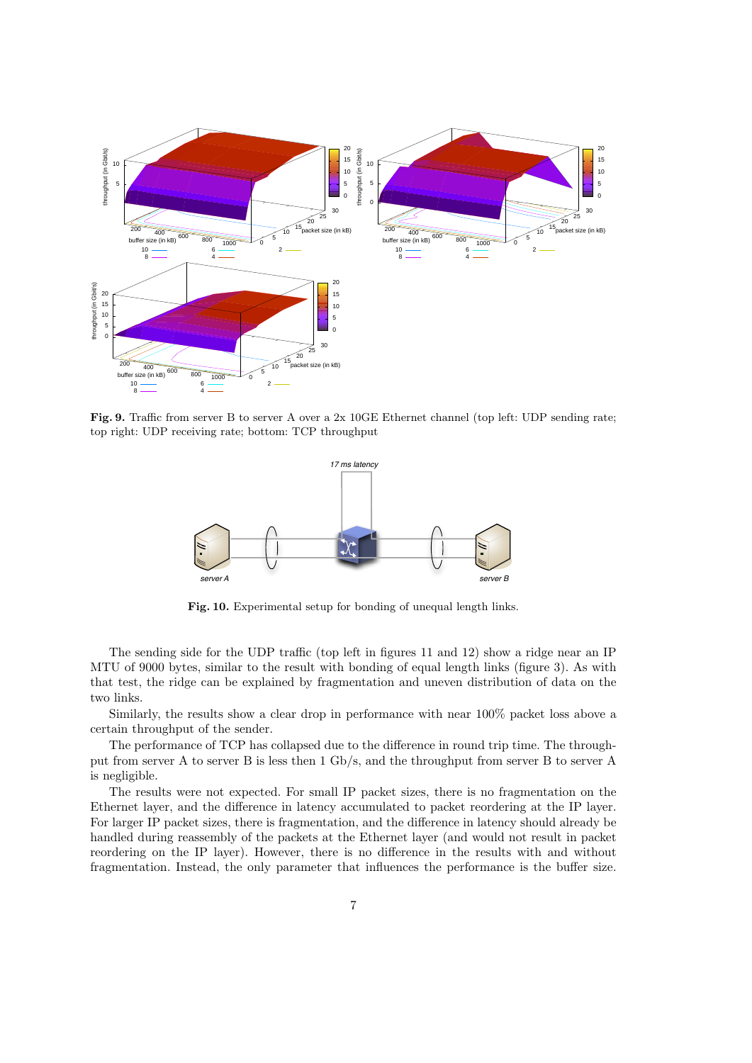**Fig. 9.** Traffic from server B to server A over a 2x 10GE Ethernet channel (top left: UDP sending rate; top right: UDP receiving rate; bottom: TCP throughput

**Fig. 10.** Experimental setup for bonding of unequal length links.

The sending side for the UDP traffic (top left in figures 11 and 12) show a ridge near an IP MTU of 9000 bytes, similar to the result with bonding of equal length links (figure 3). As with that test, the ridge can be explained by fragmentation and uneven distribution of data on the two links.

Similarly, the results show a clear drop in performance with near 100% packet loss above a certain throughput of the sender.

The performance of TCP has collapsed due to the difference in round trip time. The throughput from server A to server B is less then 1 Gb/s, and the throughput from server B to server A is negligible.

The results were not expected. For small IP packet sizes, there is no fragmentation on the Ethernet layer, and the difference in latency accumulated to packet reordering at the IP layer. For larger IP packet sizes, there is fragmentation, and the difference in latency should already be handled during reassembly of the packets at the Ethernet layer (and would not result in packet reordering on the IP layer). However, there is no difference in the results with and without fragmentation. Instead, the only parameter that influences the performance is the buffer size.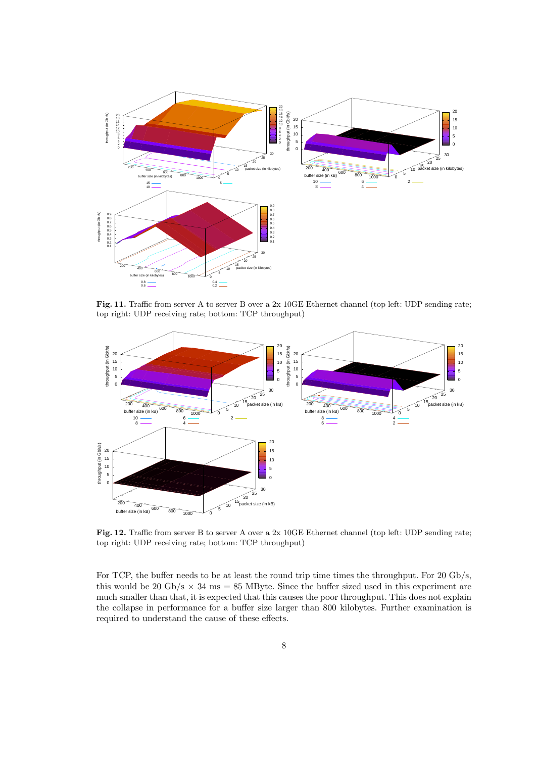**Fig. 11.** Traffic from server A to server B over a 2x 10GE Ethernet channel (top left: UDP sending rate; top right: UDP receiving rate; bottom: TCP throughput)

**Fig. 12.** Traffic from server B to server A over a 2x 10GE Ethernet channel (top left: UDP sending rate; top right: UDP receiving rate; bottom: TCP throughput)

For TCP, the buffer needs to be at least the round trip time times the throughput. For 20 Gb/s, this would be 20 Gb/s × 34 ms = 85 MByte. Since the buffer sized used in this experiment are much smaller than that, it is expected that this causes the poor throughput. This does not explain the collapse in performance for a buffer size larger than 800 kilobytes. Further examination is required to understand the cause of these effects.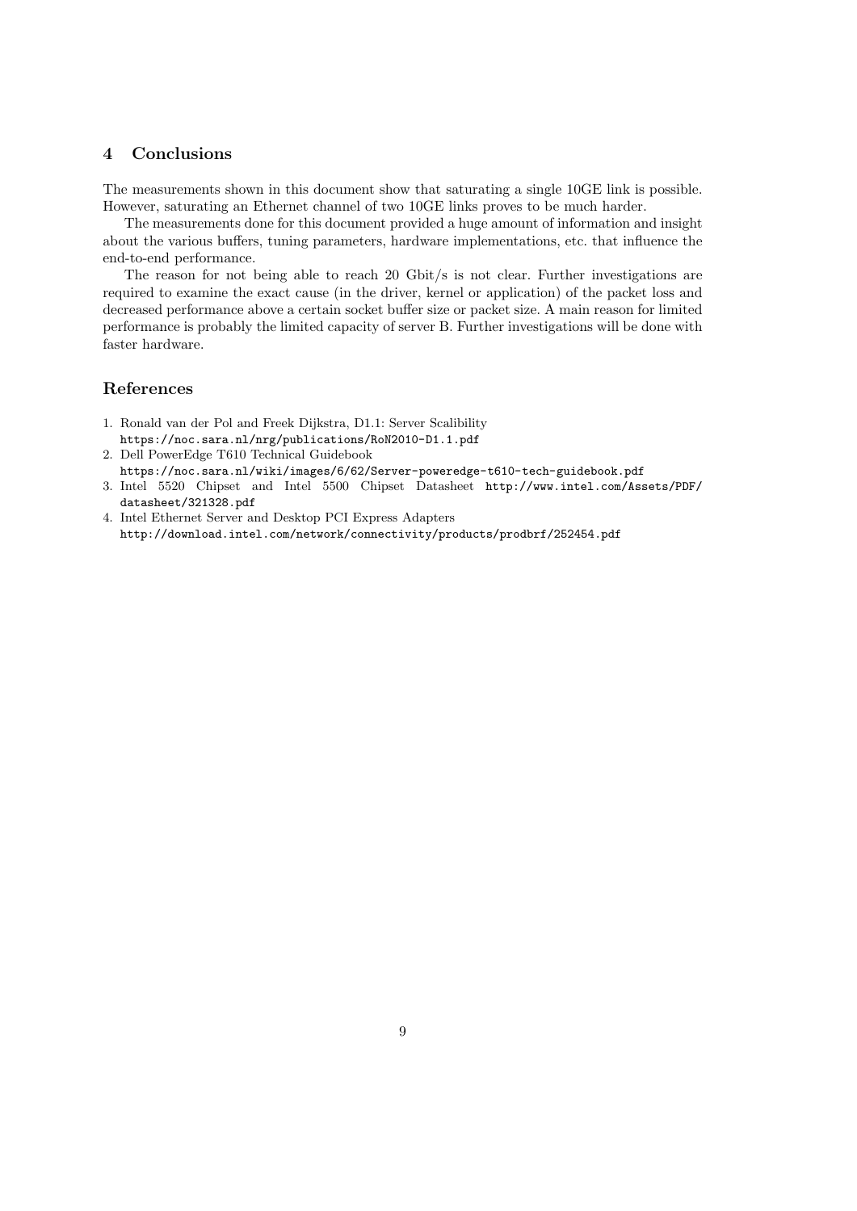## 4 Conclusions

The measurements shown in this document show that saturating a single 10GE link is possible. However, saturating an Ethernet channel of two 10GE links proves to be much harder.

The measurements done for this document provided a huge amount of information and insight about the various buffers, tuning parameters, hardware implementations, etc. that influence the end-to-end performance.

The reason for not being able to reach 20 Gbit/s is not clear. Further investigations are required to examine the exact cause (in the driver, kernel or application) of the packet loss and decreased performance above a certain socket buffer size or packet size. A main reason for limited performance is probably the limited capacity of server B. Further investigations will be done with faster hardware.

## References

1. Ronald van der Pol and Freek Dijkstra, D1.1: Server Scalibility
   `https://noc.sara.nl/nrg/publications/RoN2010-D1.1.pdf`
2. Dell PowerEdge T610 Technical Guidebook
   `https://noc.sara.nl/wiki/images/6/62/Server-poweredge-t610-tech-guidebook.pdf`
3. Intel 5520 Chipset and Intel 5500 Chipset Datasheet `http://www.intel.com/Assets/PDF/datasheet/321328.pdf`
4. Intel Ethernet Server and Desktop PCI Express Adapters
   `http://download.intel.com/network/connectivity/products/prodbrf/252454.pdf`